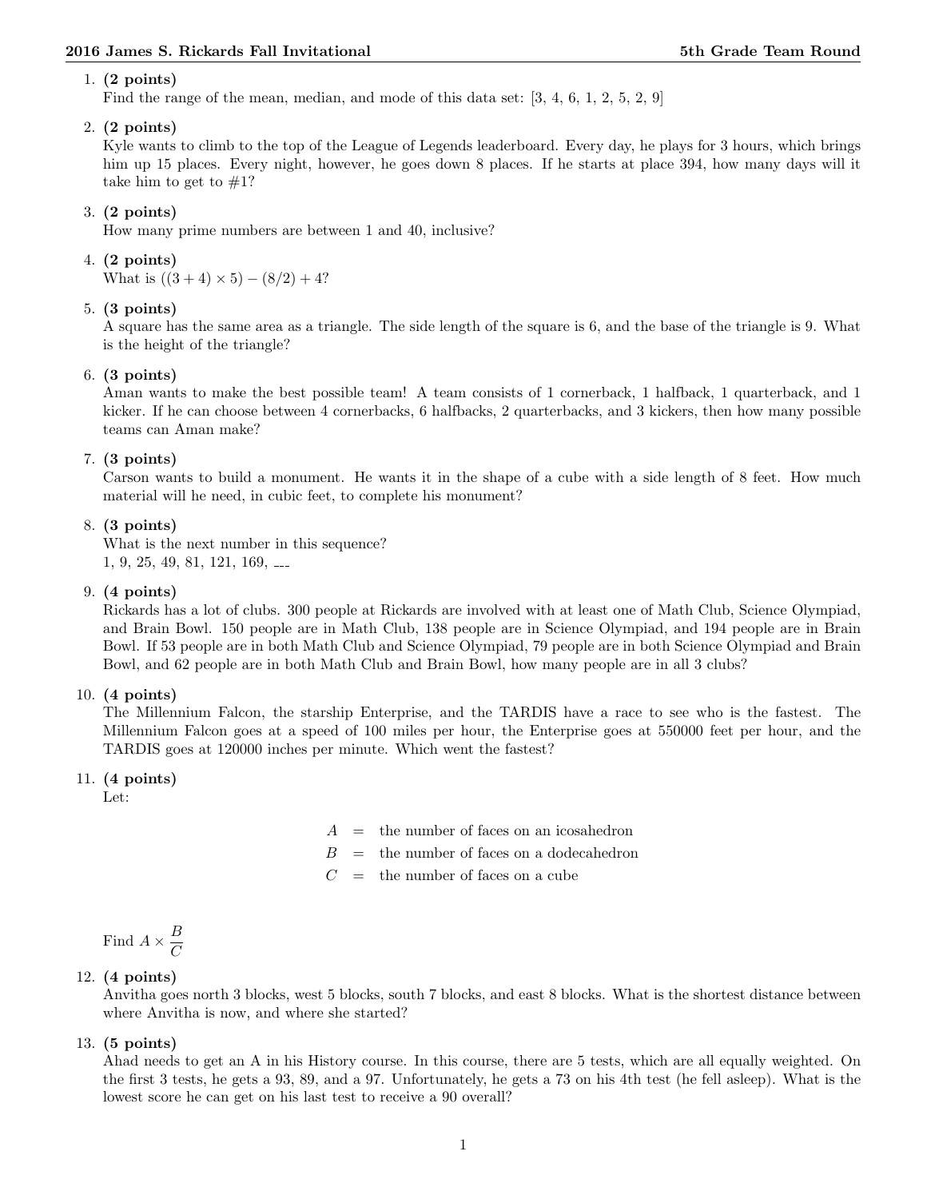1. **(2 points)**
   Find the range of the mean, median, and mode of this data set: [3, 4, 6, 1, 2, 5, 2, 9]

2. **(2 points)**
   Kyle wants to climb to the top of the League of Legends leaderboard. Every day, he plays for 3 hours, which brings him up 15 places. Every night, however, he goes down 8 places. If he starts at place 394, how many days will it take him to get to #1?

3. **(2 points)**
   How many prime numbers are between 1 and 40, inclusive?

4. **(2 points)**
   What is $((3 + 4) \times 5) - (8/2) + 4$?

5. **(3 points)**
   A square has the same area as a triangle. The side length of the square is 6, and the base of the triangle is 9. What is the height of the triangle?

6. **(3 points)**
   Aman wants to make the best possible team! A team consists of 1 cornerback, 1 halfback, 1 quarterback, and 1 kicker. If he can choose between 4 cornerbacks, 6 halfbacks, 2 quarterbacks, and 3 kickers, then how many possible teams can Aman make?

7. **(3 points)**
   Carson wants to build a monument. He wants it in the shape of a cube with a side length of 8 feet. How much material will he need, in cubic feet, to complete his monument?

8. **(3 points)**
   What is the next number in this sequence?
   1, 9, 25, 49, 81, 121, 169, ___

9. **(4 points)**
   Rickards has a lot of clubs. 300 people at Rickards are involved with at least one of Math Club, Science Olympiad, and Brain Bowl. 150 people are in Math Club, 138 people are in Science Olympiad, and 194 people are in Brain Bowl. If 53 people are in both Math Club and Science Olympiad, 79 people are in both Science Olympiad and Brain Bowl, and 62 people are in both Math Club and Brain Bowl, how many people are in all 3 clubs?

10. **(4 points)**
    The Millennium Falcon, the starship Enterprise, and the TARDIS have a race to see who is the fastest. The Millennium Falcon goes at a speed of 100 miles per hour, the Enterprise goes at 550000 feet per hour, and the TARDIS goes at 120000 inches per minute. Which went the fastest?

11. **(4 points)**
    Let:

    $$A = \text{the number of faces on an icosahedron}$$
    $$B = \text{the number of faces on a dodecahedron}$$
    $$C = \text{the number of faces on a cube}$$

    Find $A \times \frac{B}{C}$

12. **(4 points)**
    Anvitha goes north 3 blocks, west 5 blocks, south 7 blocks, and east 8 blocks. What is the shortest distance between where Anvitha is now, and where she started?

13. **(5 points)**
    Ahad needs to get an A in his History course. In this course, there are 5 tests, which are all equally weighted. On the first 3 tests, he gets a 93, 89, and a 97. Unfortunately, he gets a 73 on his 4th test (he fell asleep). What is the lowest score he can get on his last test to receive a 90 overall?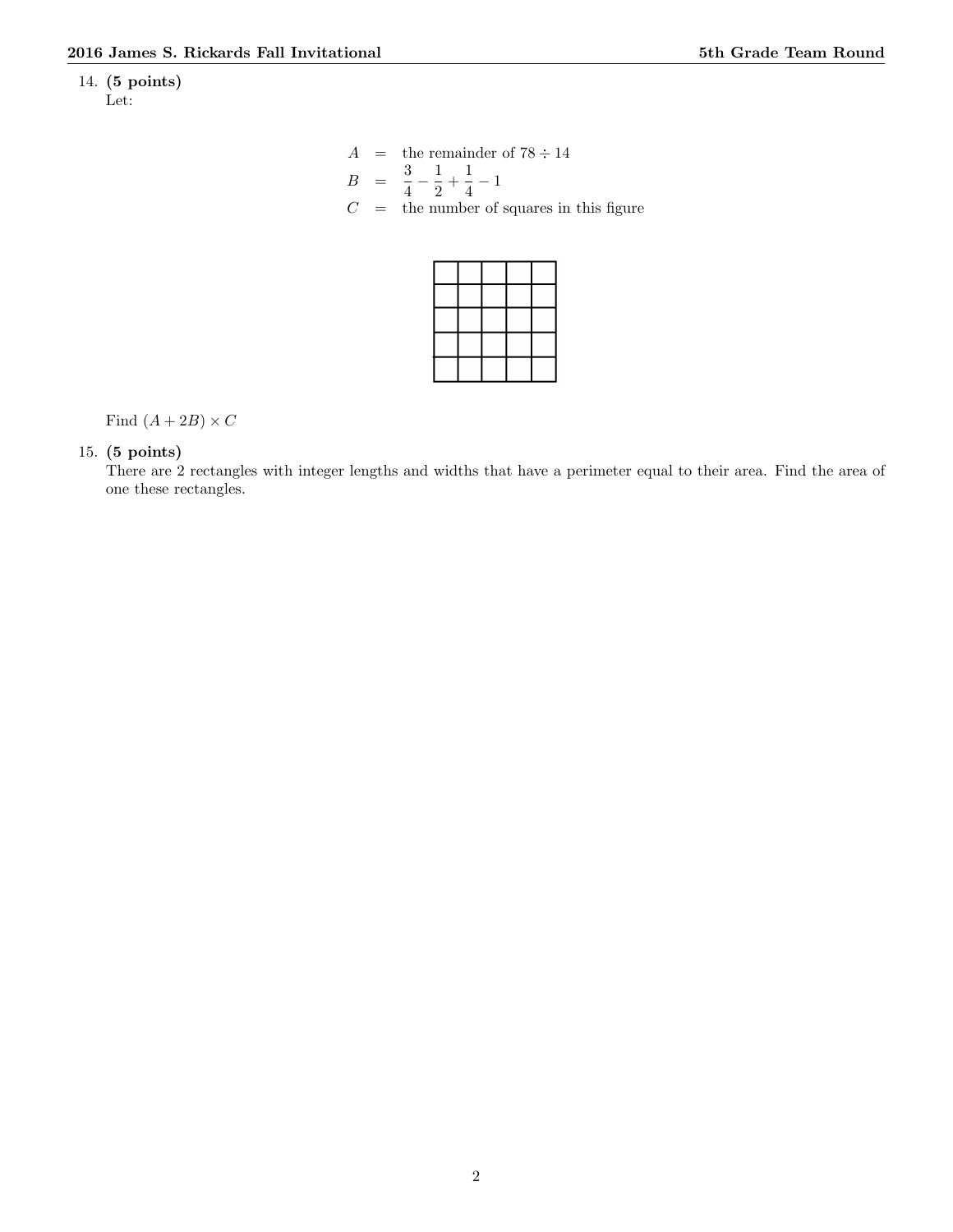14. **(5 points)**
Let:

$$
\begin{aligned}
A &= \text{the remainder of } 78 \div 14 \\
B &= \frac{3}{4} - \frac{1}{2} + \frac{1}{4} - 1 \\
C &= \text{the number of squares in this figure}
\end{aligned}
$$

Find $(A + 2B) \times C$

15. **(5 points)**
There are 2 rectangles with integer lengths and widths that have a perimeter equal to their area. Find the area of one these rectangles.